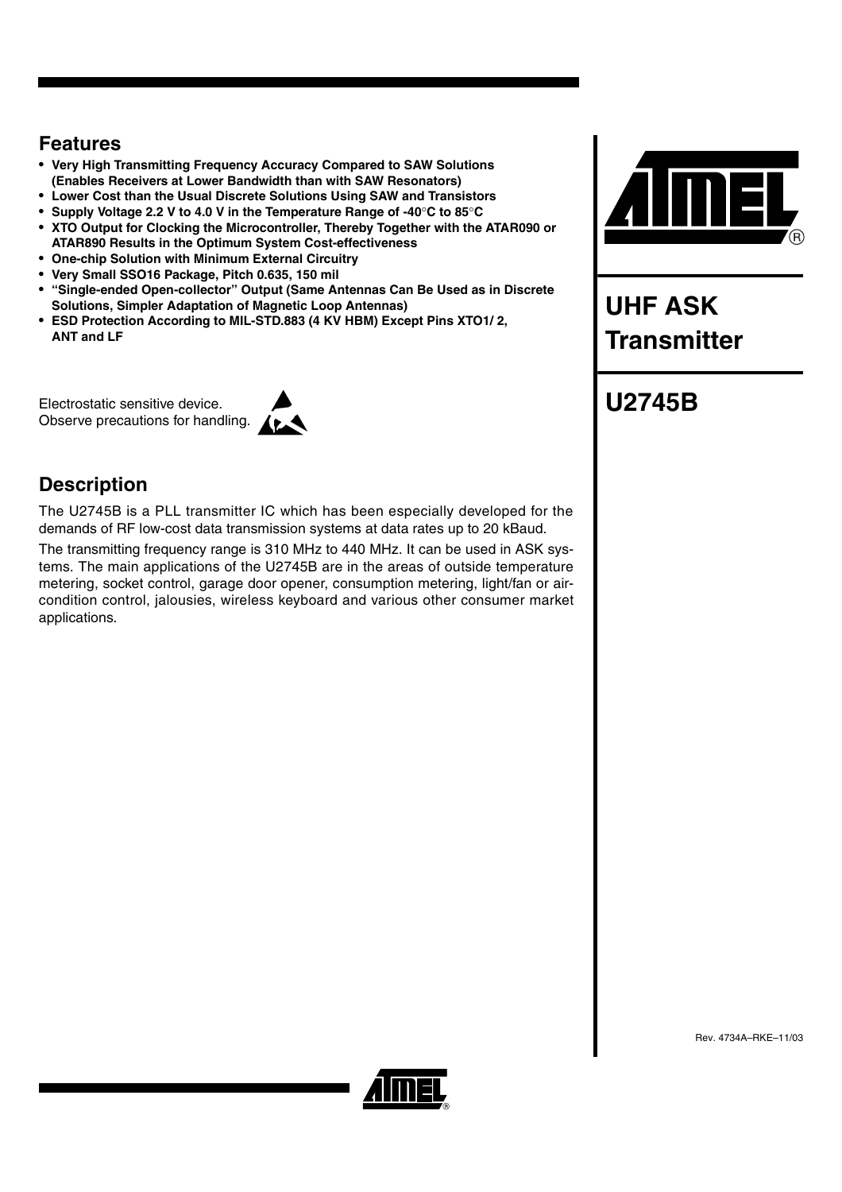# UHF ASK Transmitter

# U2745B

## Features

- **Very High Transmitting Frequency Accuracy Compared to SAW Solutions (Enables Receivers at Lower Bandwidth than with SAW Resonators)**
- **Lower Cost than the Usual Discrete Solutions Using SAW and Transistors**
- **Supply Voltage 2.2 V to 4.0 V in the Temperature Range of -40°C to 85°C**
- **XTO Output for Clocking the Microcontroller, Thereby Together with the ATAR090 or ATAR890 Results in the Optimum System Cost-effectiveness**
- **One-chip Solution with Minimum External Circuitry**
- **Very Small SSO16 Package, Pitch 0.635, 150 mil**
- **"Single-ended Open-collector" Output (Same Antennas Can Be Used as in Discrete Solutions, Simpler Adaptation of Magnetic Loop Antennas)**
- **ESD Protection According to MIL-STD.883 (4 KV HBM) Except Pins XTO1/ 2, ANT and LF**

Electrostatic sensitive device.
Observe precautions for handling.

## Description

The U2745B is a PLL transmitter IC which has been especially developed for the demands of RF low-cost data transmission systems at data rates up to 20 kBaud.

The transmitting frequency range is 310 MHz to 440 MHz. It can be used in ASK systems. The main applications of the U2745B are in the areas of outside temperature metering, socket control, garage door opener, consumption metering, light/fan or air-condition control, jalousies, wireless keyboard and various other consumer market applications.

Rev. 4734A–RKE–11/03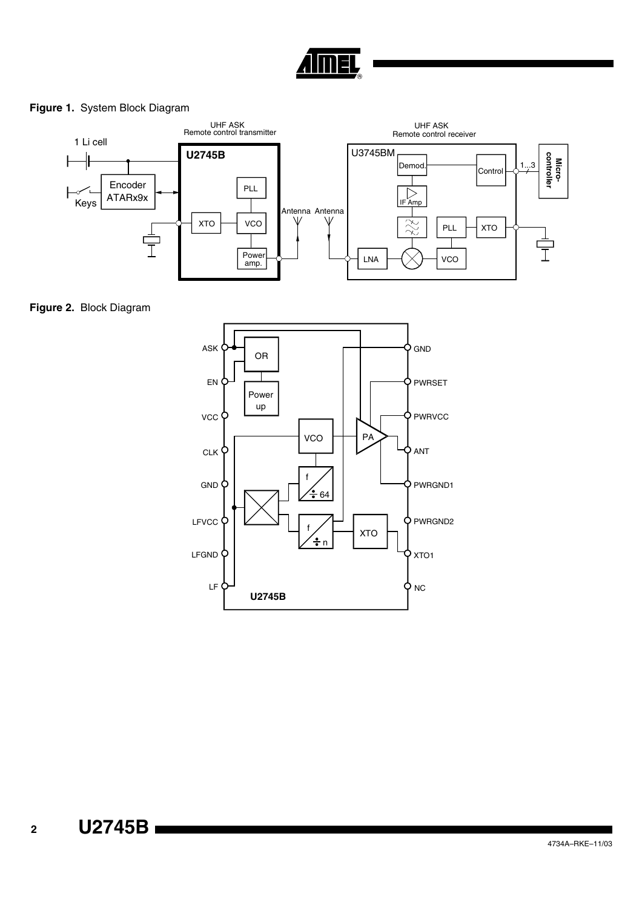**Figure 1.** System Block Diagram

**Figure 2.** Block Diagram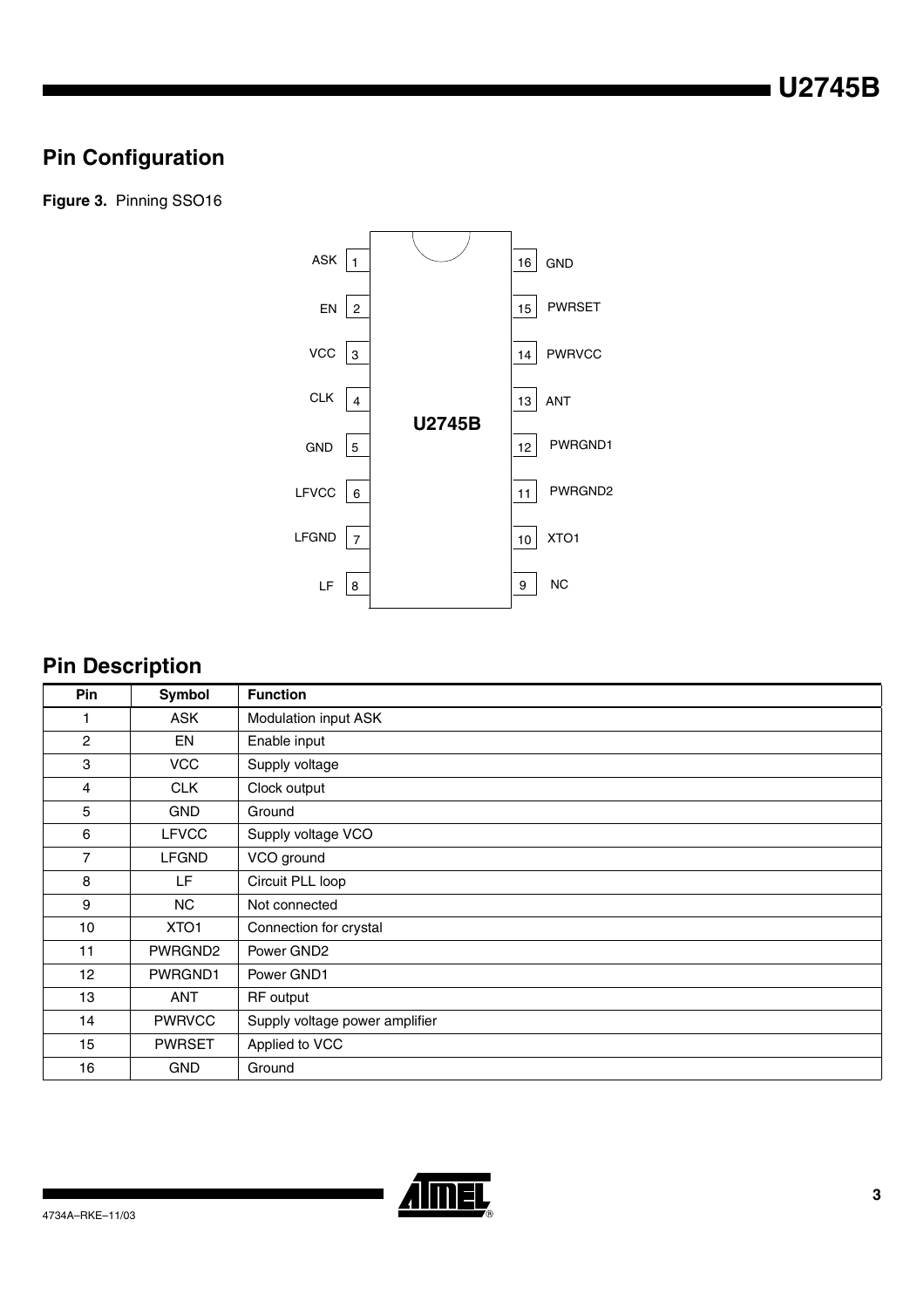## Pin Configuration

**Figure 3.** Pinning SSO16

## Pin Description

| Pin | Symbol | Function |
|---|---|---|
| 1 | ASK | Modulation input ASK |
| 2 | EN | Enable input |
| 3 | VCC | Supply voltage |
| 4 | CLK | Clock output |
| 5 | GND | Ground |
| 6 | LFVCC | Supply voltage VCO |
| 7 | LFGND | VCO ground |
| 8 | LF | Circuit PLL loop |
| 9 | NC | Not connected |
| 10 | XTO1 | Connection for crystal |
| 11 | PWRGND2 | Power GND2 |
| 12 | PWRGND1 | Power GND1 |
| 13 | ANT | RF output |
| 14 | PWRVCC | Supply voltage power amplifier |
| 15 | PWRSET | Applied to VCC |
| 16 | GND | Ground |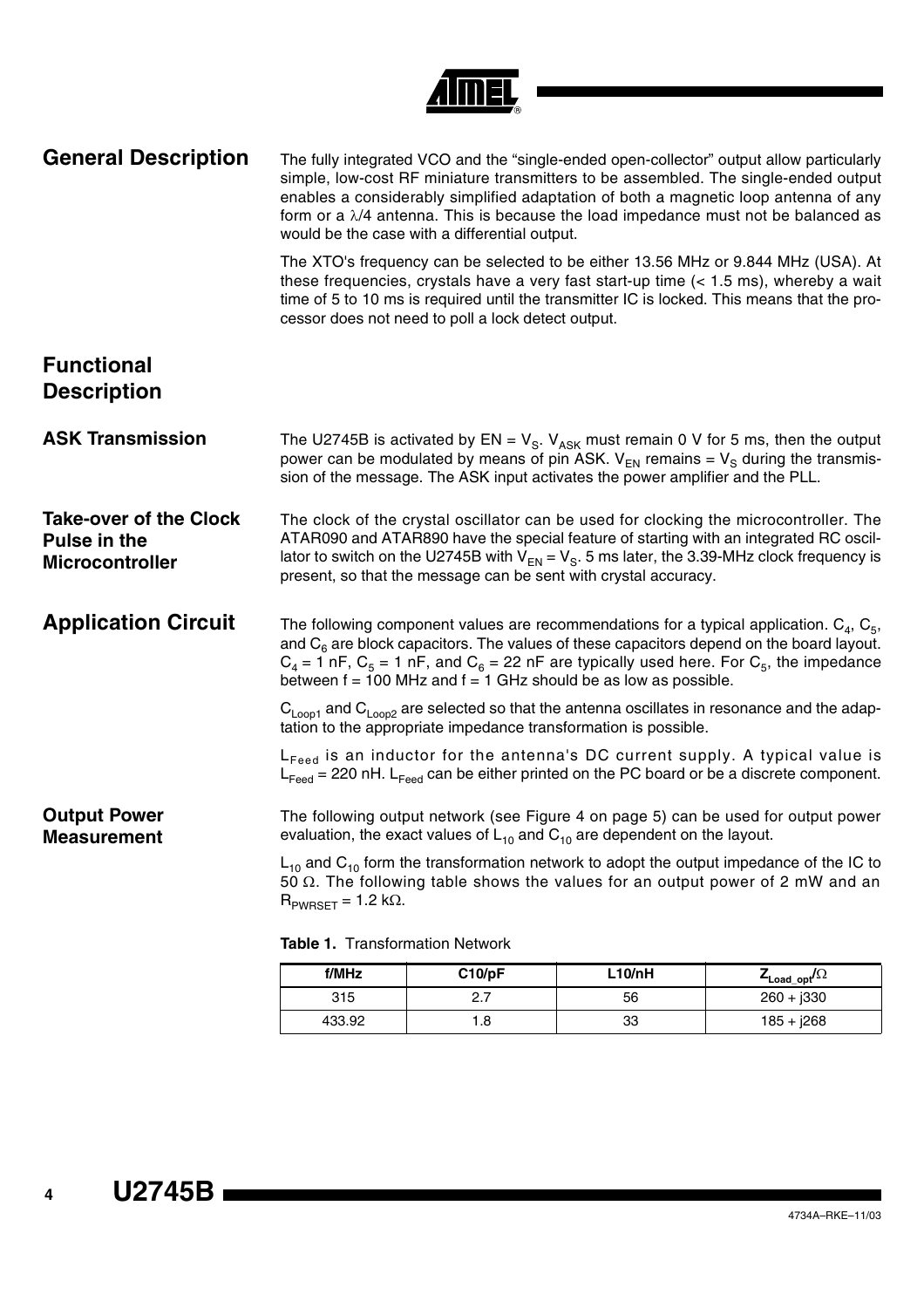## General Description

The fully integrated VCO and the "single-ended open-collector" output allow particularly simple, low-cost RF miniature transmitters to be assembled. The single-ended output enables a considerably simplified adaptation of both a magnetic loop antenna of any form or a $\lambda/4$ antenna. This is because the load impedance must not be balanced as would be the case with a differential output.

The XTO's frequency can be selected to be either 13.56 MHz or 9.844 MHz (USA). At these frequencies, crystals have a very fast start-up time (< 1.5 ms), whereby a wait time of 5 to 10 ms is required until the transmitter IC is locked. This means that the processor does not need to poll a lock detect output.

## Functional Description

### ASK Transmission

The U2745B is activated by $EN = V_S$. $V_{ASK}$ must remain 0 V for 5 ms, then the output power can be modulated by means of pin ASK. $V_{EN}$ remains $= V_S$ during the transmission of the message. The ASK input activates the power amplifier and the PLL.

### Take-over of the Clock Pulse in the Microcontroller

The clock of the crystal oscillator can be used for clocking the microcontroller. The ATAR090 and ATAR890 have the special feature of starting with an integrated RC oscillator to switch on the U2745B with $V_{EN} = V_S$. 5 ms later, the 3.39-MHz clock frequency is present, so that the message can be sent with crystal accuracy.

## Application Circuit

The following component values are recommendations for a typical application. $C_4$, $C_5$, and $C_6$ are block capacitors. The values of these capacitors depend on the board layout. $C_4$ = 1 nF, $C_5$ = 1 nF, and $C_6$ = 22 nF are typically used here. For $C_5$, the impedance between f = 100 MHz and f = 1 GHz should be as low as possible.

$C_{Loop1}$ and $C_{Loop2}$ are selected so that the antenna oscillates in resonance and the adaptation to the appropriate impedance transformation is possible.

$L_{Feed}$ is an inductor for the antenna's DC current supply. A typical value is $L_{Feed}$ = 220 nH. $L_{Feed}$ can be either printed on the PC board or be a discrete component.

### Output Power Measurement

The following output network (see Figure 4 on page 5) can be used for output power evaluation, the exact values of $L_{10}$ and $C_{10}$ are dependent on the layout.

$L_{10}$ and $C_{10}$ form the transformation network to adopt the output impedance of the IC to 50 $\Omega$. The following table shows the values for an output power of 2 mW and an $R_{PWRSET}$ = 1.2 k$\Omega$.

**Table 1.** Transformation Network

| f/MHz | C10/pF | L10/nH | $Z_{Load\_opt}/\Omega$ |
|---|---|---|---|
| 315 | 2.7 | 56 | 260 + j330 |
| 433.92 | 1.8 | 33 | 185 + j268 |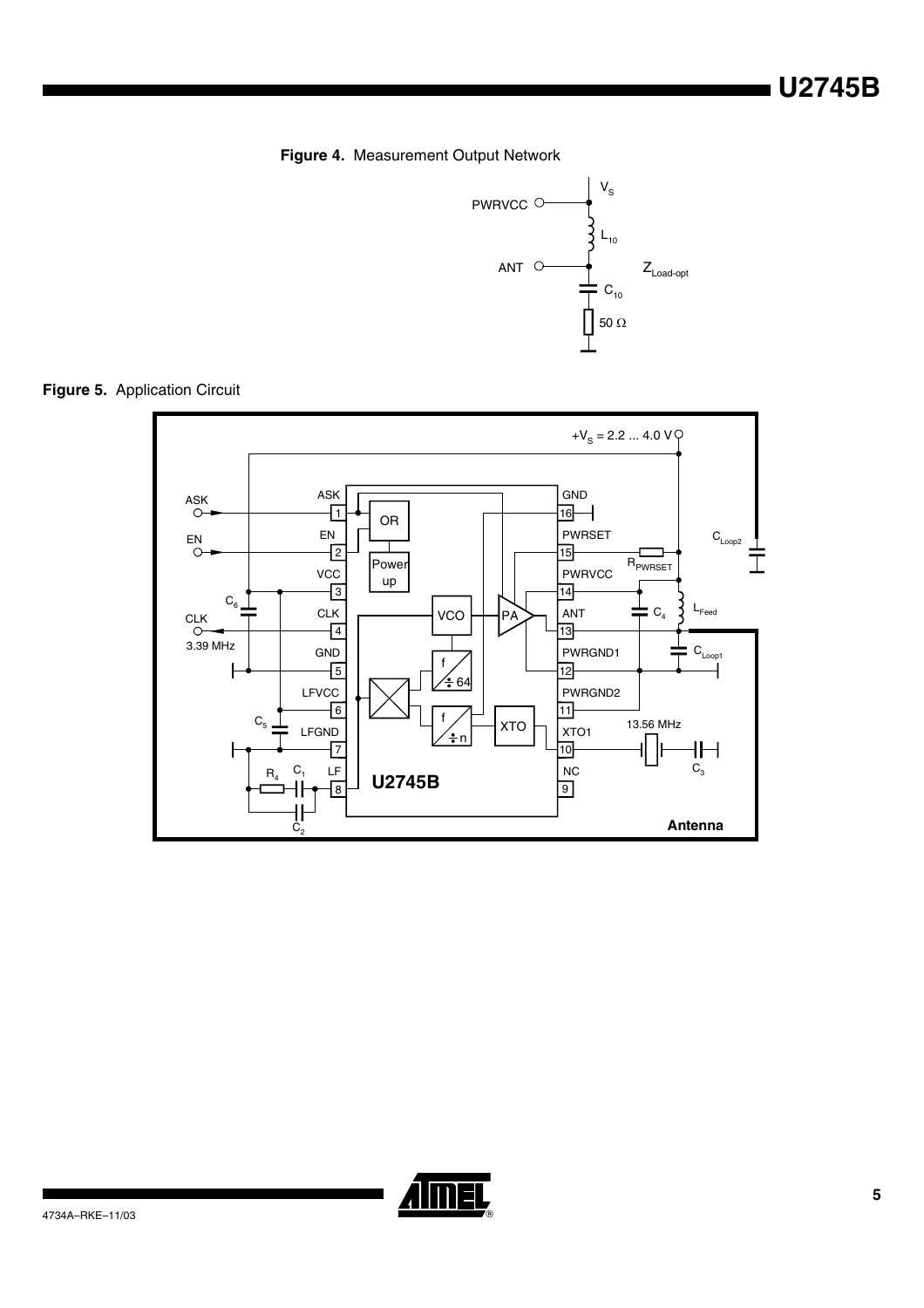**Figure 4.** Measurement Output Network

**Figure 5.** Application Circuit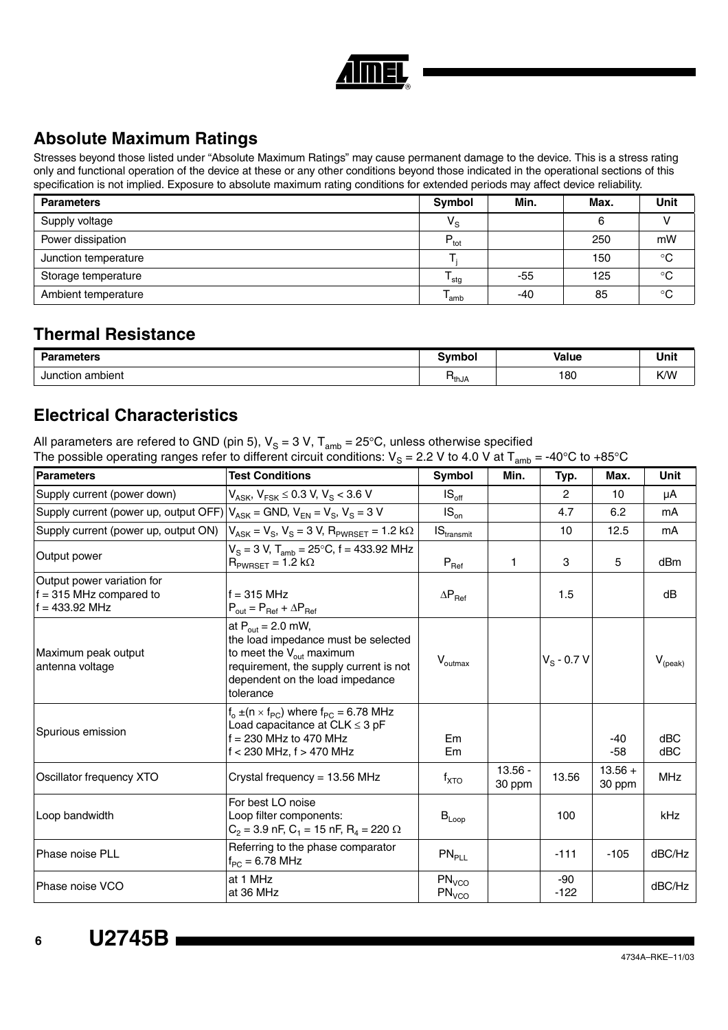## Absolute Maximum Ratings

Stresses beyond those listed under "Absolute Maximum Ratings" may cause permanent damage to the device. This is a stress rating only and functional operation of the device at these or any other conditions beyond those indicated in the operational sections of this specification is not implied. Exposure to absolute maximum rating conditions for extended periods may affect device reliability.

| Parameters | Symbol | Min. | Max. | Unit |
|---|---|---|---|---|
| Supply voltage | $V_S$ | | 6 | V |
| Power dissipation | $P_{tot}$ | | 250 | mW |
| Junction temperature | $T_j$ | | 150 | °C |
| Storage temperature | $T_{stg}$ | -55 | 125 | °C |
| Ambient temperature | $T_{amb}$ | -40 | 85 | °C |

## Thermal Resistance

| Parameters | Symbol | Value | Unit |
|---|---|---|---|
| Junction ambient | $R_{thJA}$ | 180 | K/W |

## Electrical Characteristics

All parameters are refered to GND (pin 5), $V_S$ = 3 V, $T_{amb}$ = 25°C, unless otherwise specified
The possible operating ranges refer to different circuit conditions: $V_S$ = 2.2 V to 4.0 V at $T_{amb}$ = -40°C to +85°C

| Parameters | Test Conditions | Symbol | Min. | Typ. | Max. | Unit |
|---|---|---|---|---|---|---|
| Supply current (power down) | $V_{ASK}$, $V_{FSK}$ ≤ 0.3 V, $V_S$ < 3.6 V | $IS_{off}$ | | 2 | 10 | µA |
| Supply current (power up, output OFF) | $V_{ASK}$ = GND, $V_{EN}$ = $V_S$, $V_S$ = 3 V | $IS_{on}$ | | 4.7 | 6.2 | mA |
| Supply current (power up, output ON) | $V_{ASK}$ = $V_S$, $V_S$ = 3 V, $R_{PWRSET}$ = 1.2 kΩ | $IS_{transmit}$ | | 10 | 12.5 | mA |
| Output power | $V_S$ = 3 V, $T_{amb}$ = 25°C, f = 433.92 MHz<br>$R_{PWRSET}$ = 1.2 kΩ | $P_{Ref}$ | 1 | 3 | 5 | dBm |
| Output power variation for f = 315 MHz compared to f = 433.92 MHz | f = 315 MHz<br>$P_{out} = P_{Ref} + \Delta P_{Ref}$ | $\Delta P_{Ref}$ | | 1.5 | | dB |
| Maximum peak output antenna voltage | at $P_{out}$ = 2.0 mW, the load impedance must be selected to meet the $V_{out}$ maximum requirement, the supply current is not dependent on the load impedance tolerance | $V_{outmax}$ | | $V_S$ - 0.7 V | | $V_{(peak)}$ |
| Spurious emission | $f_o \pm (n \times f_{PC})$ where $f_{PC}$ = 6.78 MHz<br>Load capacitance at CLK ≤ 3 pF<br>f = 230 MHz to 470 MHz<br>f < 230 MHz, f > 470 MHz | Em<br>Em | | | -40<br>-58 | dBC<br>dBC |
| Oscillator frequency XTO | Crystal frequency = 13.56 MHz | $f_{XTO}$ | 13.56 - 30 ppm | 13.56 | 13.56 + 30 ppm | MHz |
| Loop bandwidth | For best LO noise<br>Loop filter components:<br>$C_2$ = 3.9 nF, $C_1$ = 15 nF, $R_4$ = 220 Ω | $B_{Loop}$ | | 100 | | kHz |
| Phase noise PLL | Referring to the phase comparator<br>$f_{PC}$ = 6.78 MHz | $PN_{PLL}$ | | -111 | -105 | dBC/Hz |
| Phase noise VCO | at 1 MHz<br>at 36 MHz | $PN_{VCO}$<br>$PN_{VCO}$ | | -90<br>-122 | | dBC/Hz |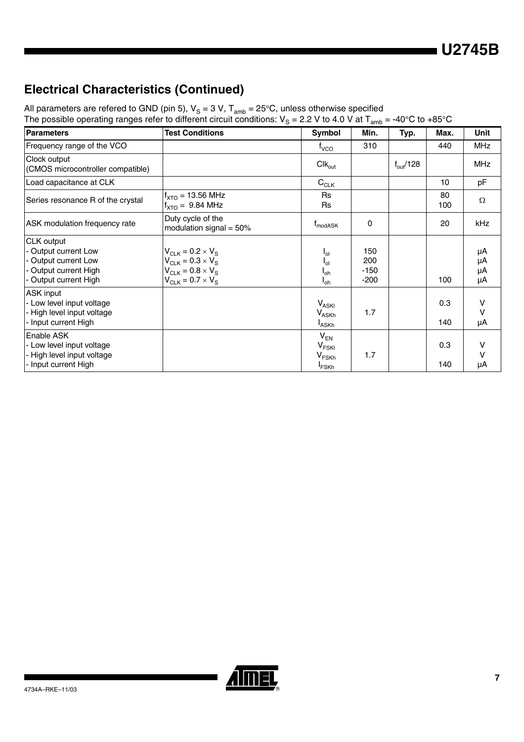## Electrical Characteristics (Continued)

All parameters are refered to GND (pin 5), $V_S$ = 3 V, $T_{amb}$ = 25°C, unless otherwise specified
The possible operating ranges refer to different circuit conditions: $V_S$ = 2.2 V to 4.0 V at $T_{amb}$ = -40°C to +85°C

| Parameters | Test Conditions | Symbol | Min. | Typ. | Max. | Unit |
|---|---|---|---|---|---|---|
| Frequency range of the VCO | | $f_{VCO}$ | 310 | | 440 | MHz |
| Clock output (CMOS microcontroller compatible) | | $Clk_{out}$ | | $f_{out}/128$ | | MHz |
| Load capacitance at CLK | | $C_{CLK}$ | | | 10 | pF |
| Series resonance R of the crystal | $f_{XTO}$ = 13.56 MHz<br>$f_{XTO}$ = 9.84 MHz | Rs<br>Rs | | | 80<br>100 | Ω |
| ASK modulation frequency rate | Duty cycle of the modulation signal = 50% | $f_{modASK}$ | 0 | | 20 | kHz |
| CLK output<br>- Output current Low<br>- Output current Low<br>- Output current High<br>- Output current High | <br>$V_{CLK} = 0.2 \times V_S$<br>$V_{CLK} = 0.3 \times V_S$<br>$V_{CLK} = 0.8 \times V_S$<br>$V_{CLK} = 0.7 \times V_S$ | <br>$I_{ol}$<br>$I_{ol}$<br>$I_{oh}$<br>$I_{oh}$ | <br>150<br>200<br>-150<br>-200 | | <br><br><br><br>100 | <br>µA<br>µA<br>µA<br>µA |
| ASK input<br>- Low level input voltage<br>- High level input voltage<br>- Input current High | | <br>$V_{ASKl}$<br>$V_{ASKh}$<br>$I_{ASKh}$ | <br><br>1.7<br> | | <br>0.3<br><br>140 | <br>V<br>V<br>µA |
| Enable ASK<br>- Low level input voltage<br>- High level input voltage<br>- Input current High | | $V_{EN}$<br>$V_{FSKl}$<br>$V_{FSKh}$<br>$I_{FSKh}$ | <br><br>1.7<br> | | <br>0.3<br><br>140 | <br>V<br>V<br>µA |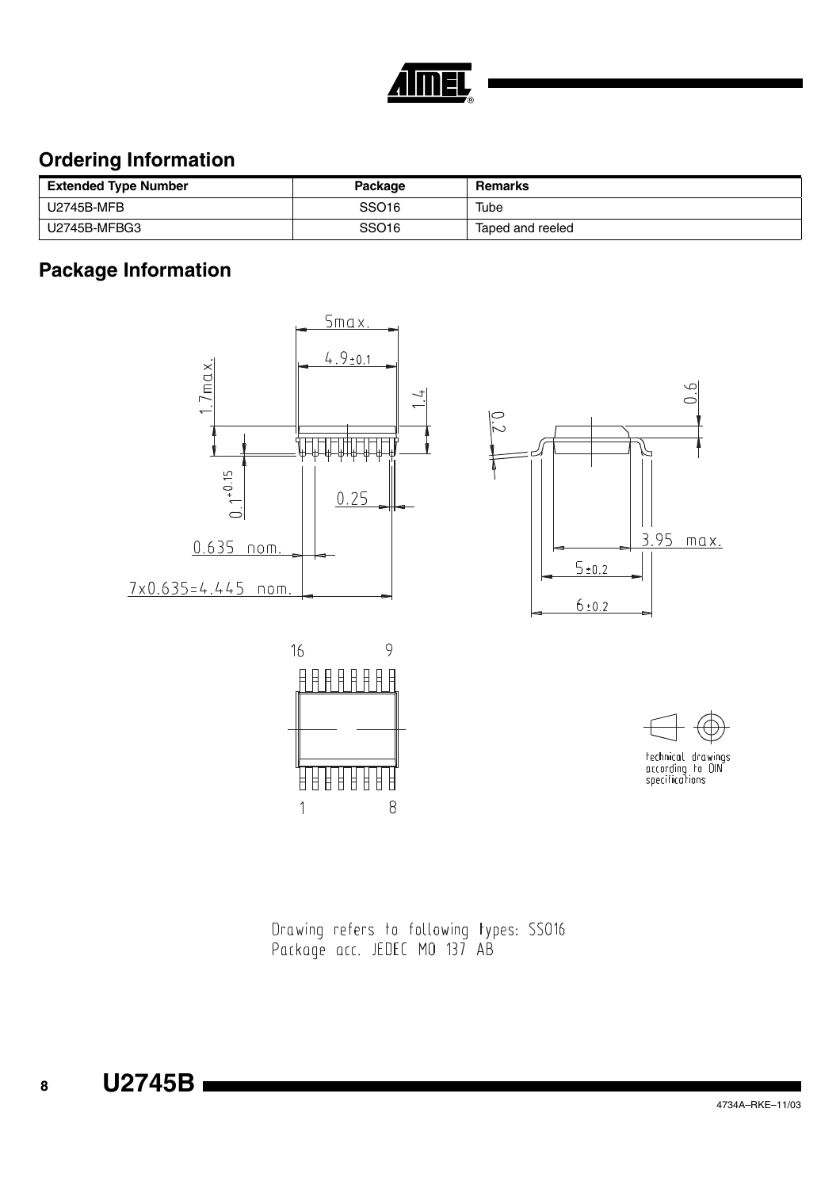## Ordering Information

| Extended Type Number | Package | Remarks |
|---|---|---|
| U2745B-MFB | SSO16 | Tube |
| U2745B-MFBG3 | SSO16 | Taped and reeled |

## Package Information

Drawing refers to following types: SSO16
Package acc. JEDEC MO 137 AB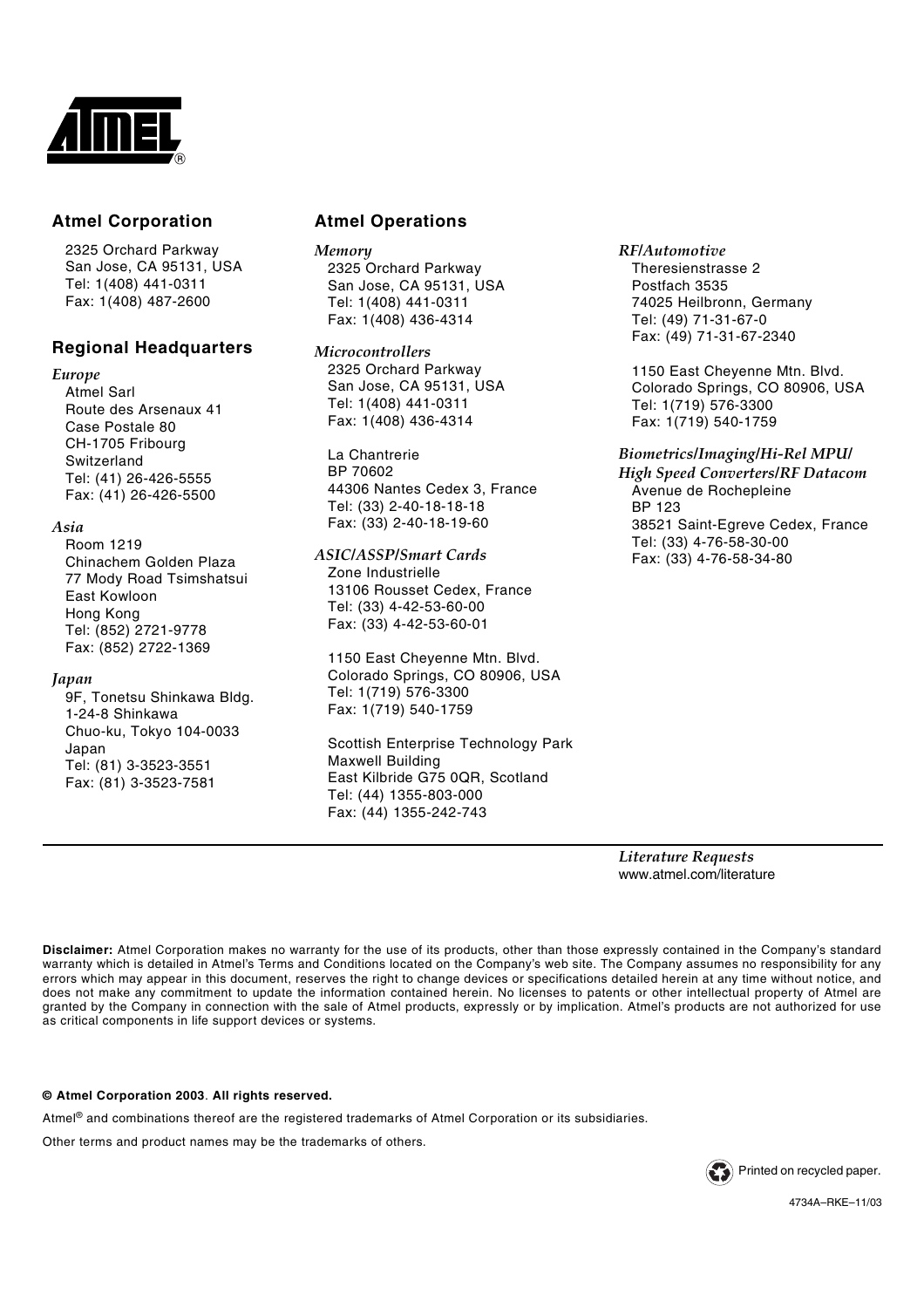## Atmel Corporation

2325 Orchard Parkway
San Jose, CA 95131, USA
Tel: 1(408) 441-0311
Fax: 1(408) 487-2600

## Regional Headquarters

*Europe*

Atmel Sarl
Route des Arsenaux 41
Case Postale 80
CH-1705 Fribourg
Switzerland
Tel: (41) 26-426-5555
Fax: (41) 26-426-5500

*Asia*

Room 1219
Chinachem Golden Plaza
77 Mody Road Tsimshatsui
East Kowloon
Hong Kong
Tel: (852) 2721-9778
Fax: (852) 2722-1369

*Japan*

9F, Tonetsu Shinkawa Bldg.
1-24-8 Shinkawa
Chuo-ku, Tokyo 104-0033
Japan
Tel: (81) 3-3523-3551
Fax: (81) 3-3523-7581

## Atmel Operations

*Memory*

2325 Orchard Parkway
San Jose, CA 95131, USA
Tel: 1(408) 441-0311
Fax: 1(408) 436-4314

*Microcontrollers*

2325 Orchard Parkway
San Jose, CA 95131, USA
Tel: 1(408) 441-0311
Fax: 1(408) 436-4314

La Chantrerie
BP 70602
44306 Nantes Cedex 3, France
Tel: (33) 2-40-18-18-18
Fax: (33) 2-40-18-19-60

*ASIC/ASSP/Smart Cards*

Zone Industrielle
13106 Rousset Cedex, France
Tel: (33) 4-42-53-60-00
Fax: (33) 4-42-53-60-01

1150 East Cheyenne Mtn. Blvd.
Colorado Springs, CO 80906, USA
Tel: 1(719) 576-3300
Fax: 1(719) 540-1759

Scottish Enterprise Technology Park
Maxwell Building
East Kilbride G75 0QR, Scotland
Tel: (44) 1355-803-000
Fax: (44) 1355-242-743

*RF/Automotive*

Theresienstrasse 2
Postfach 3535
74025 Heilbronn, Germany
Tel: (49) 71-31-67-0
Fax: (49) 71-31-67-2340

1150 East Cheyenne Mtn. Blvd.
Colorado Springs, CO 80906, USA
Tel: 1(719) 576-3300
Fax: 1(719) 540-1759

*Biometrics/Imaging/Hi-Rel MPU/ High Speed Converters/RF Datacom*

Avenue de Rochepleine
BP 123
38521 Saint-Egreve Cedex, France
Tel: (33) 4-76-58-30-00
Fax: (33) 4-76-58-34-80

*Literature Requests*
www.atmel.com/literature

**Disclaimer:** Atmel Corporation makes no warranty for the use of its products, other than those expressly contained in the Company's standard warranty which is detailed in Atmel's Terms and Conditions located on the Company's web site. The Company assumes no responsibility for any errors which may appear in this document, reserves the right to change devices or specifications detailed herein at any time without notice, and does not make any commitment to update the information contained herein. No licenses to patents or other intellectual property of Atmel are granted by the Company in connection with the sale of Atmel products, expressly or by implication. Atmel's products are not authorized for use as critical components in life support devices or systems.

**© Atmel Corporation 2003. All rights reserved.**

Atmel® and combinations thereof are the registered trademarks of Atmel Corporation or its subsidiaries.

Other terms and product names may be the trademarks of others.

Printed on recycled paper.

4734A–RKE–11/03